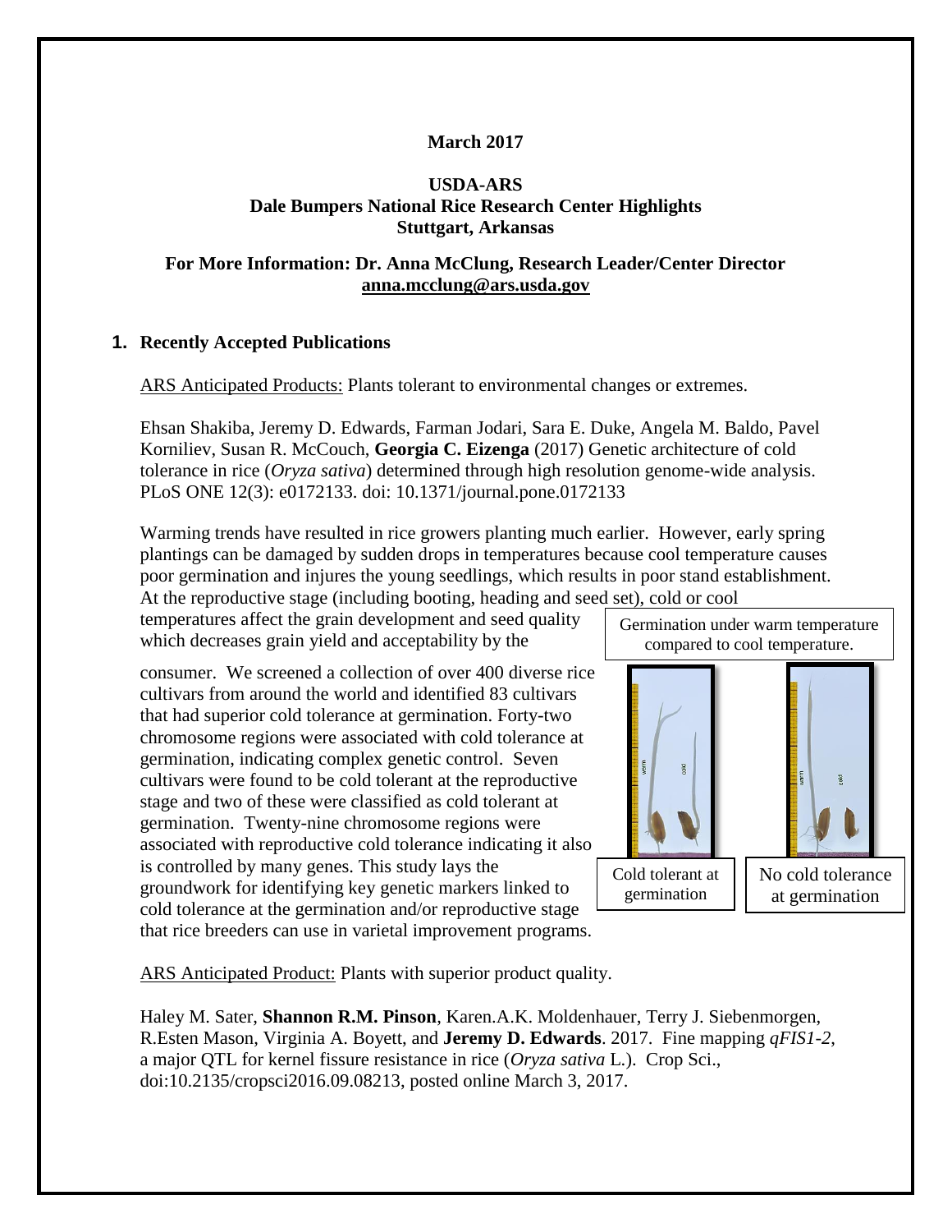**March 2017**

**USDA-ARS**
**Dale Bumpers National Rice Research Center Highlights**
**Stuttgart, Arkansas**

**For More Information: Dr. Anna McClung, Research Leader/Center Director**
**anna.mcclung@ars.usda.gov**

## 1. Recently Accepted Publications

ARS Anticipated Products: Plants tolerant to environmental changes or extremes.

Ehsan Shakiba, Jeremy D. Edwards, Farman Jodari, Sara E. Duke, Angela M. Baldo, Pavel Korniliev, Susan R. McCouch, **Georgia C. Eizenga** (2017) Genetic architecture of cold tolerance in rice (*Oryza sativa*) determined through high resolution genome-wide analysis. PLoS ONE 12(3): e0172133. doi: 10.1371/journal.pone.0172133

Warming trends have resulted in rice growers planting much earlier. However, early spring plantings can be damaged by sudden drops in temperatures because cool temperature causes poor germination and injures the young seedlings, which results in poor stand establishment. At the reproductive stage (including booting, heading and seed set), cold or cool temperatures affect the grain development and seed quality which decreases grain yield and acceptability by the consumer. We screened a collection of over 400 diverse rice cultivars from around the world and identified 83 cultivars that had superior cold tolerance at germination. Forty-two chromosome regions were associated with cold tolerance at germination, indicating complex genetic control. Seven cultivars were found to be cold tolerant at the reproductive stage and two of these were classified as cold tolerant at germination. Twenty-nine chromosome regions were associated with reproductive cold tolerance indicating it also is controlled by many genes. This study lays the groundwork for identifying key genetic markers linked to cold tolerance at the germination and/or reproductive stage that rice breeders can use in varietal improvement programs.

Germination under warm temperature compared to cool temperature.

Cold tolerant at germination

No cold tolerance at germination

ARS Anticipated Product: Plants with superior product quality.

Haley M. Sater, **Shannon R.M. Pinson**, Karen.A.K. Moldenhauer, Terry J. Siebenmorgen, R.Esten Mason, Virginia A. Boyett, and **Jeremy D. Edwards**. 2017. Fine mapping *qFIS1-2*, a major QTL for kernel fissure resistance in rice (*Oryza sativa* L.). Crop Sci., doi:10.2135/cropsci2016.09.08213, posted online March 3, 2017.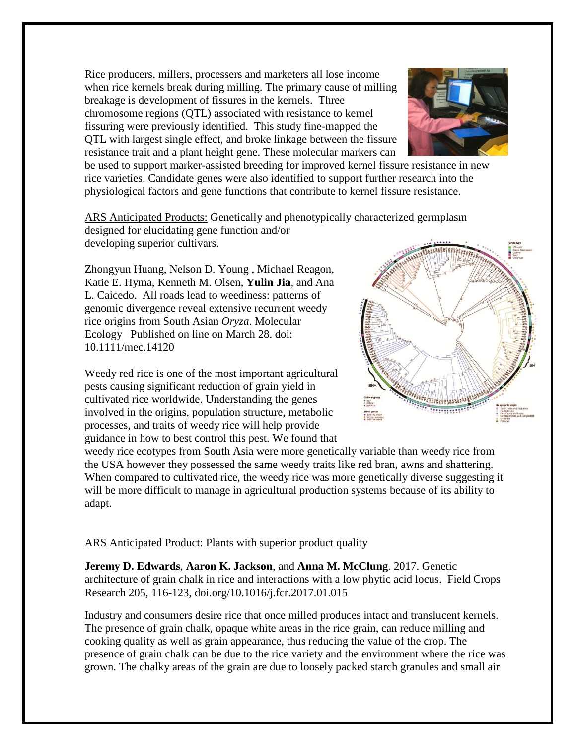Rice producers, millers, processers and marketers all lose income when rice kernels break during milling. The primary cause of milling breakage is development of fissures in the kernels. Three chromosome regions (QTL) associated with resistance to kernel fissuring were previously identified. This study fine-mapped the QTL with largest single effect, and broke linkage between the fissure resistance trait and a plant height gene. These molecular markers can be used to support marker-assisted breeding for improved kernel fissure resistance in new rice varieties. Candidate genes were also identified to support further research into the physiological factors and gene functions that contribute to kernel fissure resistance.

ARS Anticipated Products: Genetically and phenotypically characterized germplasm designed for elucidating gene function and/or developing superior cultivars.

Zhongyun Huang, Nelson D. Young , Michael Reagon, Katie E. Hyma, Kenneth M. Olsen, **Yulin Jia**, and Ana L. Caicedo. All roads lead to weediness: patterns of genomic divergence reveal extensive recurrent weedy rice origins from South Asian *Oryza*. Molecular Ecology Published on line on March 28. doi: 10.1111/mec.14120

Weedy red rice is one of the most important agricultural pests causing significant reduction of grain yield in cultivated rice worldwide. Understanding the genes involved in the origins, population structure, metabolic processes, and traits of weedy rice will help provide guidance in how to best control this pest. We found that weedy rice ecotypes from South Asia were more genetically variable than weedy rice from the USA however they possessed the same weedy traits like red bran, awns and shattering. When compared to cultivated rice, the weedy rice was more genetically diverse suggesting it will be more difficult to manage in agricultural production systems because of its ability to adapt.

ARS Anticipated Product: Plants with superior product quality

**Jeremy D. Edwards**, **Aaron K. Jackson**, and **Anna M. McClung**. 2017. Genetic architecture of grain chalk in rice and interactions with a low phytic acid locus. Field Crops Research 205, 116-123, doi.org/10.1016/j.fcr.2017.01.015

Industry and consumers desire rice that once milled produces intact and translucent kernels. The presence of grain chalk, opaque white areas in the rice grain, can reduce milling and cooking quality as well as grain appearance, thus reducing the value of the crop. The presence of grain chalk can be due to the rice variety and the environment where the rice was grown. The chalky areas of the grain are due to loosely packed starch granules and small air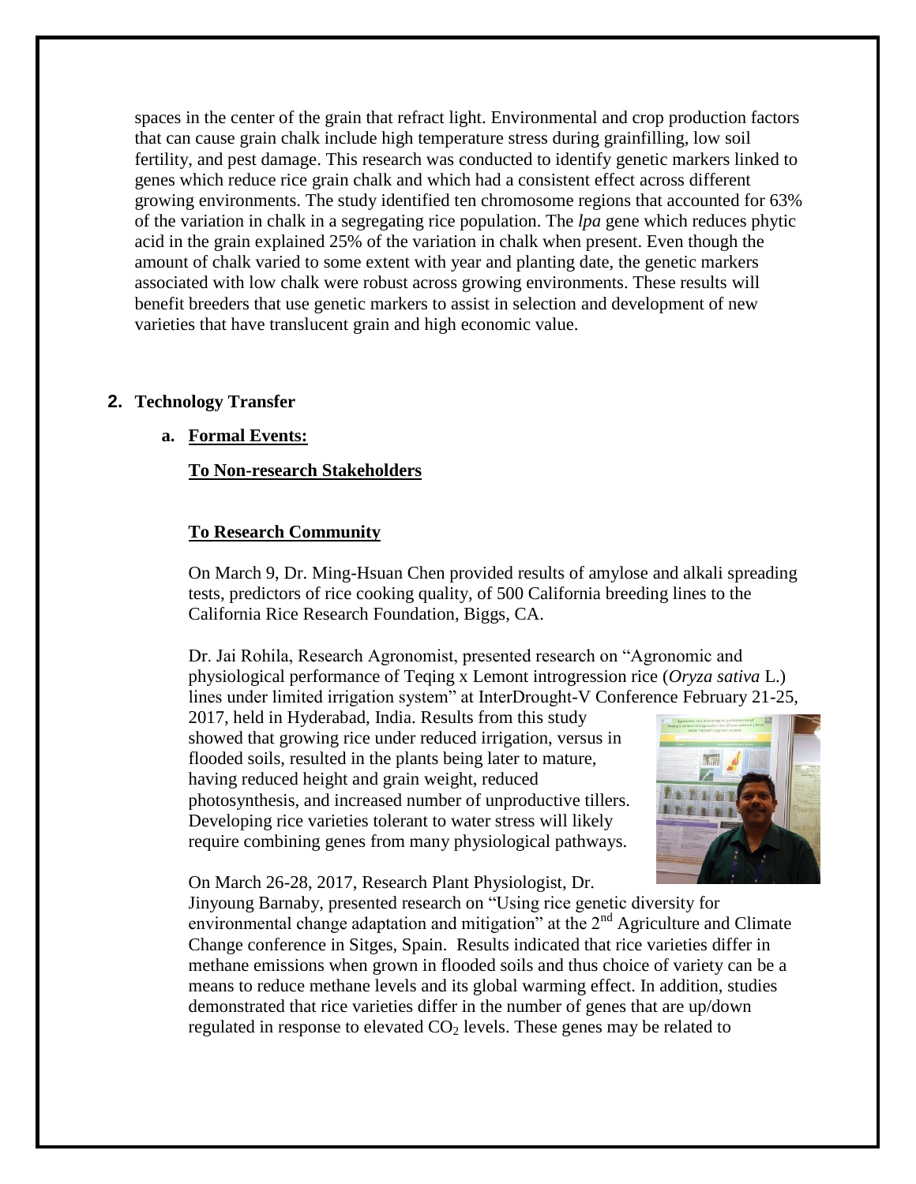spaces in the center of the grain that refract light. Environmental and crop production factors that can cause grain chalk include high temperature stress during grainfilling, low soil fertility, and pest damage. This research was conducted to identify genetic markers linked to genes which reduce rice grain chalk and which had a consistent effect across different growing environments. The study identified ten chromosome regions that accounted for 63% of the variation in chalk in a segregating rice population. The *lpa* gene which reduces phytic acid in the grain explained 25% of the variation in chalk when present. Even though the amount of chalk varied to some extent with year and planting date, the genetic markers associated with low chalk were robust across growing environments. These results will benefit breeders that use genetic markers to assist in selection and development of new varieties that have translucent grain and high economic value.

## 2. Technology Transfer

### a. Formal Events:

**To Non-research Stakeholders**

**To Research Community**

On March 9, Dr. Ming-Hsuan Chen provided results of amylose and alkali spreading tests, predictors of rice cooking quality, of 500 California breeding lines to the California Rice Research Foundation, Biggs, CA.

Dr. Jai Rohila, Research Agronomist, presented research on "Agronomic and physiological performance of Teqing x Lemont introgression rice (*Oryza sativa* L.) lines under limited irrigation system" at InterDrought-V Conference February 21-25, 2017, held in Hyderabad, India. Results from this study showed that growing rice under reduced irrigation, versus in flooded soils, resulted in the plants being later to mature, having reduced height and grain weight, reduced photosynthesis, and increased number of unproductive tillers. Developing rice varieties tolerant to water stress will likely require combining genes from many physiological pathways.

On March 26-28, 2017, Research Plant Physiologist, Dr. Jinyoung Barnaby, presented research on "Using rice genetic diversity for environmental change adaptation and mitigation" at the 2nd Agriculture and Climate Change conference in Sitges, Spain. Results indicated that rice varieties differ in methane emissions when grown in flooded soils and thus choice of variety can be a means to reduce methane levels and its global warming effect. In addition, studies demonstrated that rice varieties differ in the number of genes that are up/down regulated in response to elevated $CO_2$ levels. These genes may be related to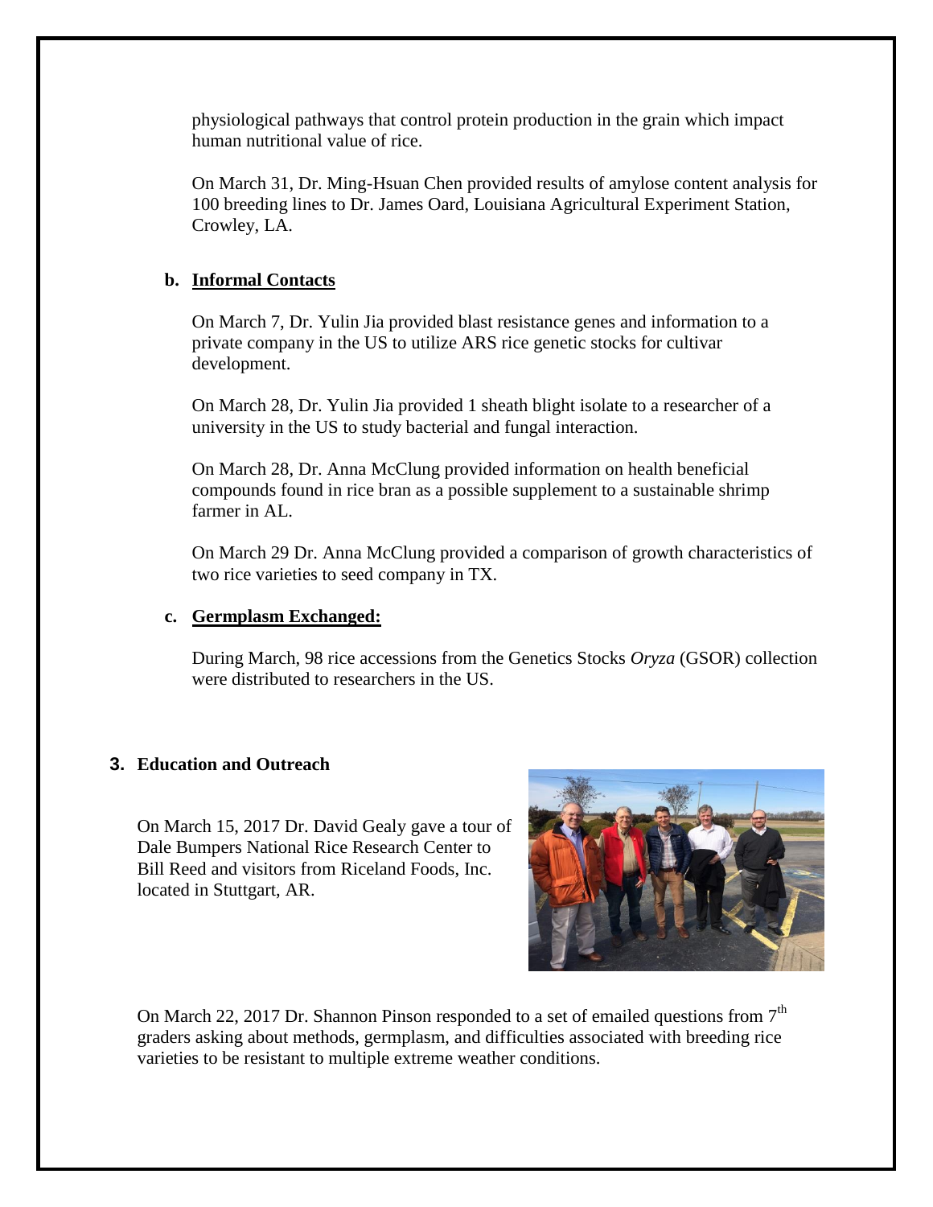physiological pathways that control protein production in the grain which impact human nutritional value of rice.

On March 31, Dr. Ming-Hsuan Chen provided results of amylose content analysis for 100 breeding lines to Dr. James Oard, Louisiana Agricultural Experiment Station, Crowley, LA.

**b. Informal Contacts**

On March 7, Dr. Yulin Jia provided blast resistance genes and information to a private company in the US to utilize ARS rice genetic stocks for cultivar development.

On March 28, Dr. Yulin Jia provided 1 sheath blight isolate to a researcher of a university in the US to study bacterial and fungal interaction.

On March 28, Dr. Anna McClung provided information on health beneficial compounds found in rice bran as a possible supplement to a sustainable shrimp farmer in AL.

On March 29 Dr. Anna McClung provided a comparison of growth characteristics of two rice varieties to seed company in TX.

**c. Germplasm Exchanged:**

During March, 98 rice accessions from the Genetics Stocks *Oryza* (GSOR) collection were distributed to researchers in the US.

## 3. Education and Outreach

On March 15, 2017 Dr. David Gealy gave a tour of Dale Bumpers National Rice Research Center to Bill Reed and visitors from Riceland Foods, Inc. located in Stuttgart, AR.

On March 22, 2017 Dr. Shannon Pinson responded to a set of emailed questions from 7th graders asking about methods, germplasm, and difficulties associated with breeding rice varieties to be resistant to multiple extreme weather conditions.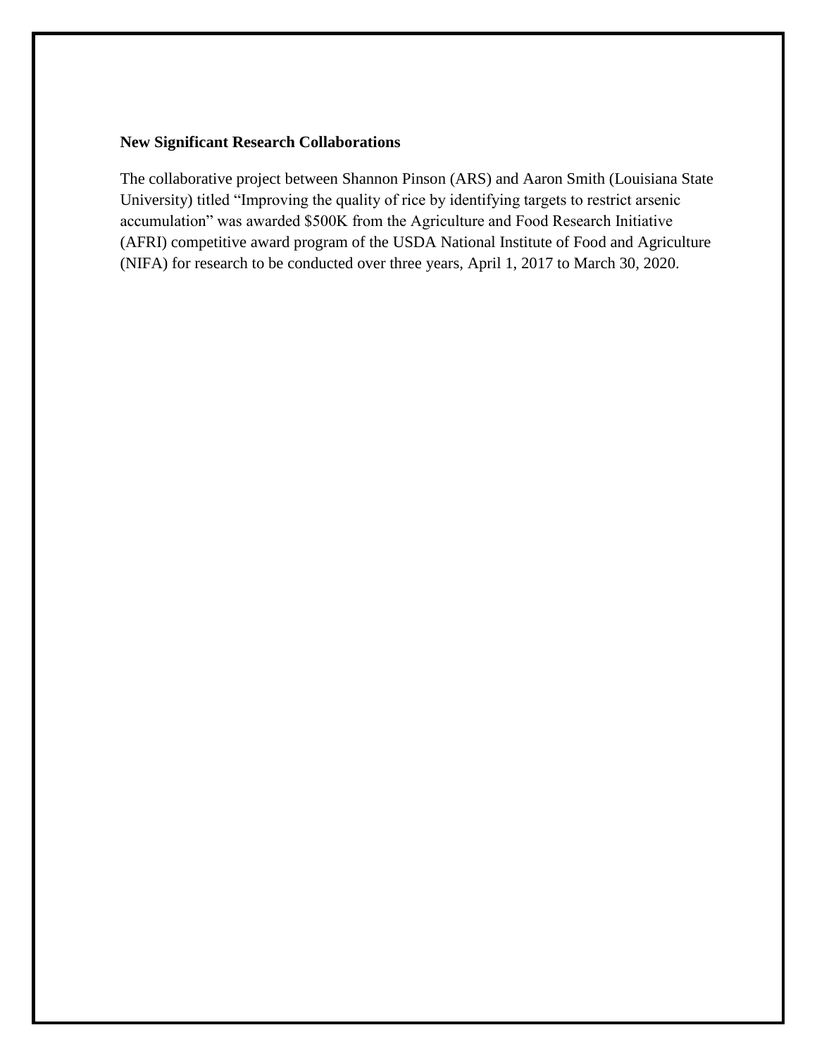**New Significant Research Collaborations**

The collaborative project between Shannon Pinson (ARS) and Aaron Smith (Louisiana State University) titled “Improving the quality of rice by identifying targets to restrict arsenic accumulation” was awarded $500K from the Agriculture and Food Research Initiative (AFRI) competitive award program of the USDA National Institute of Food and Agriculture (NIFA) for research to be conducted over three years, April 1, 2017 to March 30, 2020.